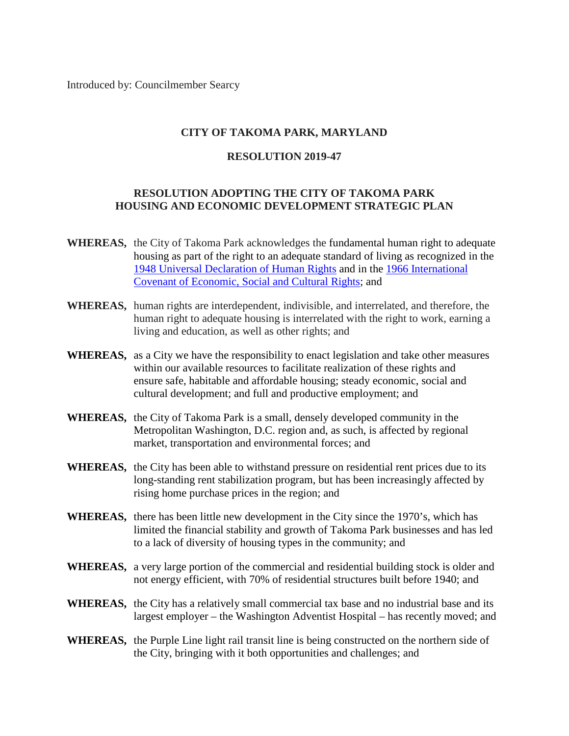Introduced by: Councilmember Searcy

**CITY OF TAKOMA PARK, MARYLAND**

**RESOLUTION 2019-47**

**RESOLUTION ADOPTING THE CITY OF TAKOMA PARK HOUSING AND ECONOMIC DEVELOPMENT STRATEGIC PLAN**

**WHEREAS,** the City of Takoma Park acknowledges the fundamental human right to adequate housing as part of the right to an adequate standard of living as recognized in the 1948 Universal Declaration of Human Rights and in the 1966 International Covenant of Economic, Social and Cultural Rights; and

**WHEREAS,** human rights are interdependent, indivisible, and interrelated, and therefore, the human right to adequate housing is interrelated with the right to work, earning a living and education, as well as other rights; and

**WHEREAS,** as a City we have the responsibility to enact legislation and take other measures within our available resources to facilitate realization of these rights and ensure safe, habitable and affordable housing; steady economic, social and cultural development; and full and productive employment; and

**WHEREAS,** the City of Takoma Park is a small, densely developed community in the Metropolitan Washington, D.C. region and, as such, is affected by regional market, transportation and environmental forces; and

**WHEREAS,** the City has been able to withstand pressure on residential rent prices due to its long-standing rent stabilization program, but has been increasingly affected by rising home purchase prices in the region; and

**WHEREAS,** there has been little new development in the City since the 1970's, which has limited the financial stability and growth of Takoma Park businesses and has led to a lack of diversity of housing types in the community; and

**WHEREAS,** a very large portion of the commercial and residential building stock is older and not energy efficient, with 70% of residential structures built before 1940; and

**WHEREAS,** the City has a relatively small commercial tax base and no industrial base and its largest employer – the Washington Adventist Hospital – has recently moved; and

**WHEREAS,** the Purple Line light rail transit line is being constructed on the northern side of the City, bringing with it both opportunities and challenges; and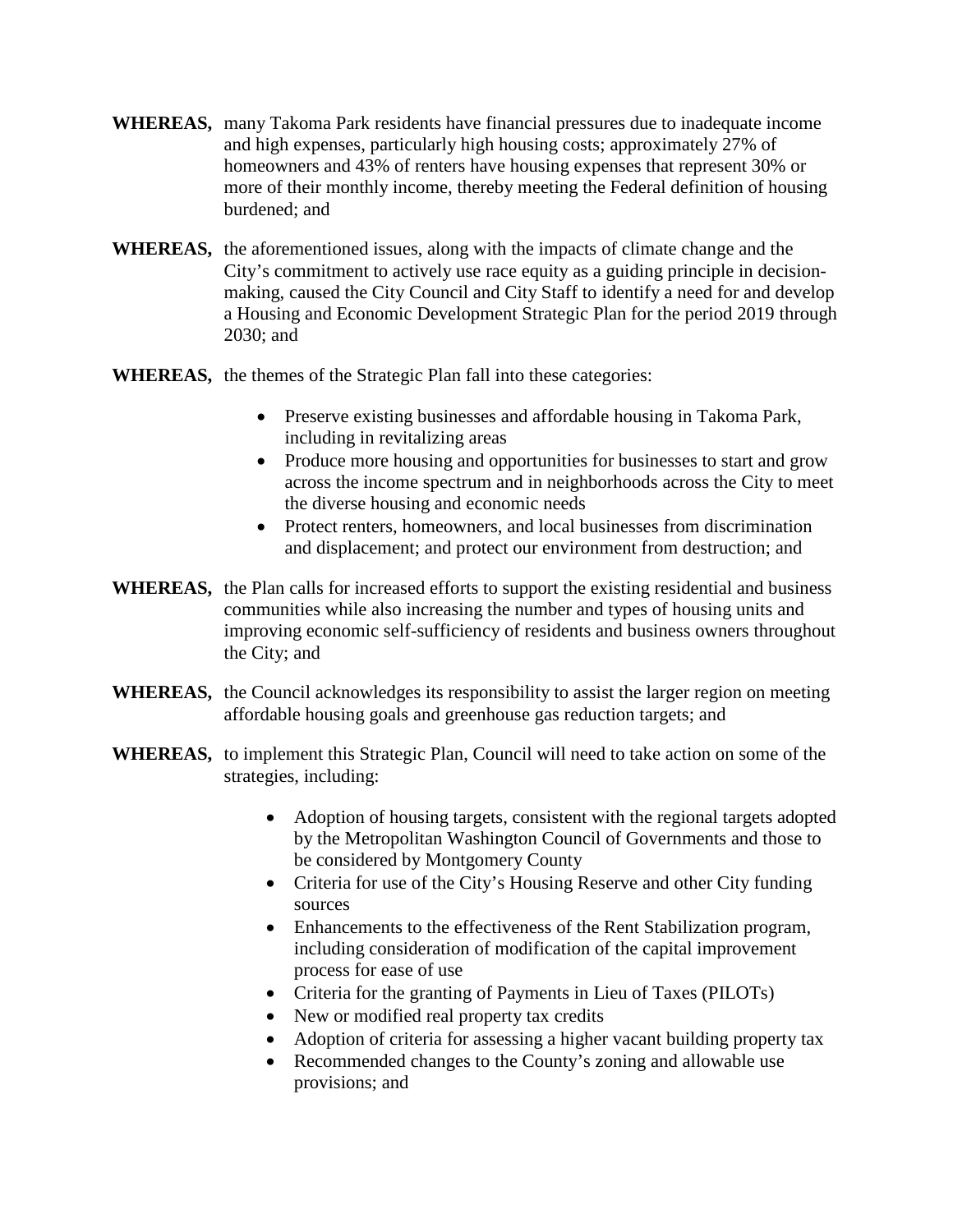**WHEREAS,** many Takoma Park residents have financial pressures due to inadequate income and high expenses, particularly high housing costs; approximately 27% of homeowners and 43% of renters have housing expenses that represent 30% or more of their monthly income, thereby meeting the Federal definition of housing burdened; and

**WHEREAS,** the aforementioned issues, along with the impacts of climate change and the City's commitment to actively use race equity as a guiding principle in decision-making, caused the City Council and City Staff to identify a need for and develop a Housing and Economic Development Strategic Plan for the period 2019 through 2030; and

**WHEREAS,** the themes of the Strategic Plan fall into these categories:

- Preserve existing businesses and affordable housing in Takoma Park, including in revitalizing areas
- Produce more housing and opportunities for businesses to start and grow across the income spectrum and in neighborhoods across the City to meet the diverse housing and economic needs
- Protect renters, homeowners, and local businesses from discrimination and displacement; and protect our environment from destruction; and

**WHEREAS,** the Plan calls for increased efforts to support the existing residential and business communities while also increasing the number and types of housing units and improving economic self-sufficiency of residents and business owners throughout the City; and

**WHEREAS,** the Council acknowledges its responsibility to assist the larger region on meeting affordable housing goals and greenhouse gas reduction targets; and

**WHEREAS,** to implement this Strategic Plan, Council will need to take action on some of the strategies, including:

- Adoption of housing targets, consistent with the regional targets adopted by the Metropolitan Washington Council of Governments and those to be considered by Montgomery County
- Criteria for use of the City's Housing Reserve and other City funding sources
- Enhancements to the effectiveness of the Rent Stabilization program, including consideration of modification of the capital improvement process for ease of use
- Criteria for the granting of Payments in Lieu of Taxes (PILOTs)
- New or modified real property tax credits
- Adoption of criteria for assessing a higher vacant building property tax
- Recommended changes to the County's zoning and allowable use provisions; and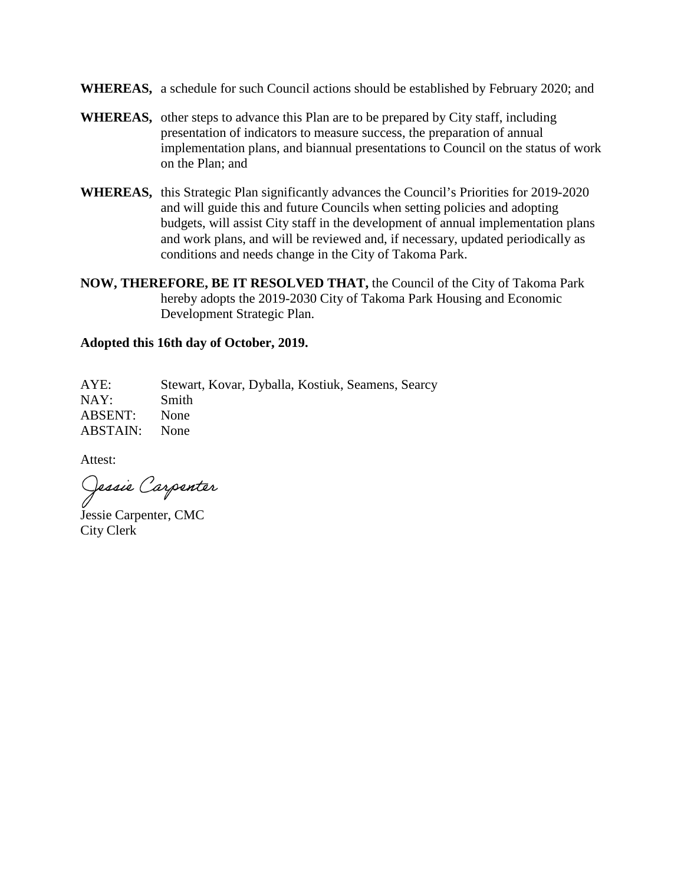**WHEREAS,** a schedule for such Council actions should be established by February 2020; and

**WHEREAS,** other steps to advance this Plan are to be prepared by City staff, including presentation of indicators to measure success, the preparation of annual implementation plans, and biannual presentations to Council on the status of work on the Plan; and

**WHEREAS,** this Strategic Plan significantly advances the Council's Priorities for 2019-2020 and will guide this and future Councils when setting policies and adopting budgets, will assist City staff in the development of annual implementation plans and work plans, and will be reviewed and, if necessary, updated periodically as conditions and needs change in the City of Takoma Park.

**NOW, THEREFORE, BE IT RESOLVED THAT,** the Council of the City of Takoma Park hereby adopts the 2019-2030 City of Takoma Park Housing and Economic Development Strategic Plan.

**Adopted this 16th day of October, 2019.**

| | |
|---|---|
| AYE: | Stewart, Kovar, Dyballa, Kostiuk, Seamens, Searcy |
| NAY: | Smith |
| ABSENT: | None |
| ABSTAIN: | None |

Attest:

Jessie Carpenter

Jessie Carpenter, CMC
City Clerk